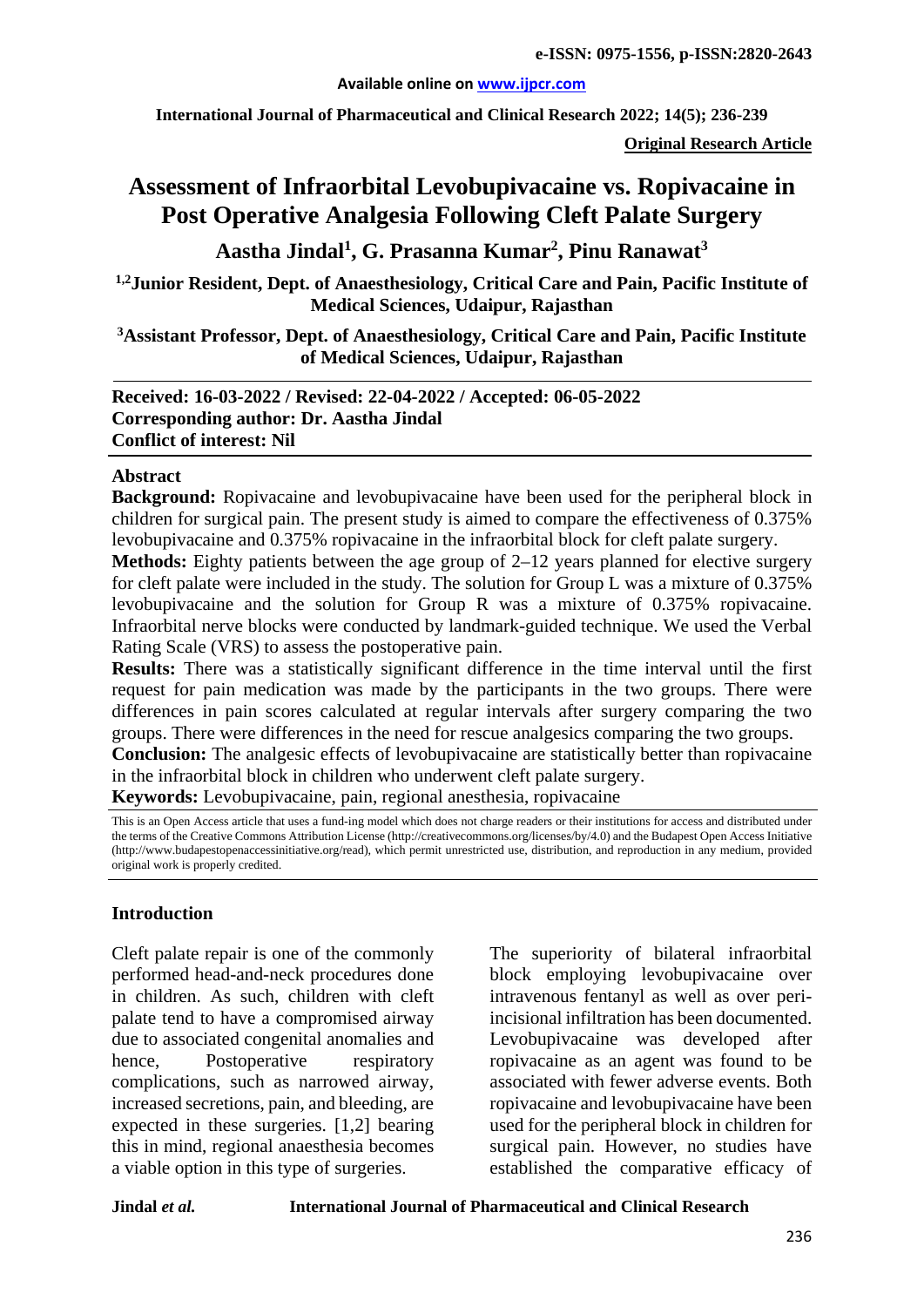**Original Research Article**

# Assessment of Infraorbital Levobupivacaine vs. Ropivacaine in Post Operative Analgesia Following Cleft Palate Surgery

**Aastha Jindal[1], G. Prasanna Kumar[2], Pinu Ranawat[3]**

[1,2]Junior Resident, Dept. of Anaesthesiology, Critical Care and Pain, Pacific Institute of Medical Sciences, Udaipur, Rajasthan

[3]Assistant Professor, Dept. of Anaesthesiology, Critical Care and Pain, Pacific Institute of Medical Sciences, Udaipur, Rajasthan

**Received: 16-03-2022 / Revised: 22-04-2022 / Accepted: 06-05-2022**
**Corresponding author: Dr. Aastha Jindal**
**Conflict of interest: Nil**

## Abstract

**Background:** Ropivacaine and levobupivacaine have been used for the peripheral block in children for surgical pain. The present study is aimed to compare the effectiveness of 0.375% levobupivacaine and 0.375% ropivacaine in the infraorbital block for cleft palate surgery.

**Methods:** Eighty patients between the age group of 2–12 years planned for elective surgery for cleft palate were included in the study. The solution for Group L was a mixture of 0.375% levobupivacaine and the solution for Group R was a mixture of 0.375% ropivacaine. Infraorbital nerve blocks were conducted by landmark-guided technique. We used the Verbal Rating Scale (VRS) to assess the postoperative pain.

**Results:** There was a statistically significant difference in the time interval until the first request for pain medication was made by the participants in the two groups. There were differences in pain scores calculated at regular intervals after surgery comparing the two groups. There were differences in the need for rescue analgesics comparing the two groups.

**Conclusion:** The analgesic effects of levobupivacaine are statistically better than ropivacaine in the infraorbital block in children who underwent cleft palate surgery.

**Keywords:** Levobupivacaine, pain, regional anesthesia, ropivacaine

This is an Open Access article that uses a fund-ing model which does not charge readers or their institutions for access and distributed under the terms of the Creative Commons Attribution License (http://creativecommons.org/licenses/by/4.0) and the Budapest Open Access Initiative (http://www.budapestopenaccessinitiative.org/read), which permit unrestricted use, distribution, and reproduction in any medium, provided original work is properly credited.

## Introduction

Cleft palate repair is one of the commonly performed head-and-neck procedures done in children. As such, children with cleft palate tend to have a compromised airway due to associated congenital anomalies and hence, Postoperative respiratory complications, such as narrowed airway, increased secretions, pain, and bleeding, are expected in these surgeries. [1,2] bearing this in mind, regional anaesthesia becomes a viable option in this type of surgeries.

The superiority of bilateral infraorbital block employing levobupivacaine over intravenous fentanyl as well as over peri-incisional infiltration has been documented. Levobupivacaine was developed after ropivacaine as an agent was found to be associated with fewer adverse events. Both ropivacaine and levobupivacaine have been used for the peripheral block in children for surgical pain. However, no studies have established the comparative efficacy of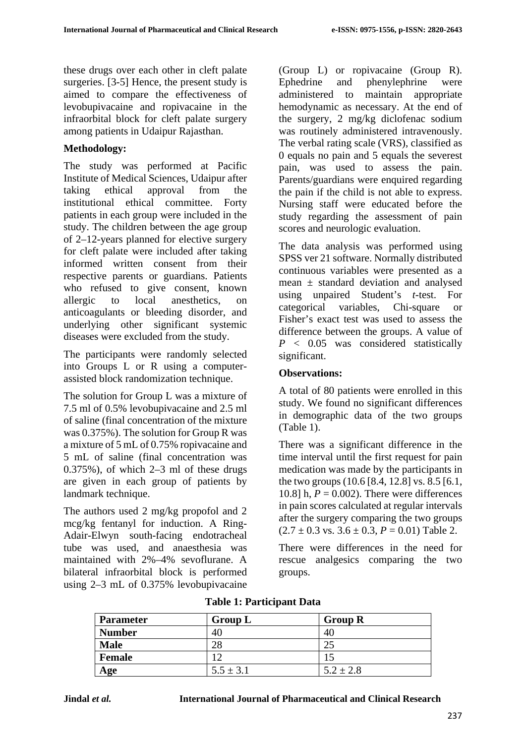these drugs over each other in cleft palate surgeries. [3-5] Hence, the present study is aimed to compare the effectiveness of levobupivacaine and ropivacaine in the infraorbital block for cleft palate surgery among patients in Udaipur Rajasthan.

**Methodology:**

The study was performed at Pacific Institute of Medical Sciences, Udaipur after taking ethical approval from the institutional ethical committee. Forty patients in each group were included in the study. The children between the age group of 2–12-years planned for elective surgery for cleft palate were included after taking informed written consent from their respective parents or guardians. Patients who refused to give consent, known allergic to local anesthetics, on anticoagulants or bleeding disorder, and underlying other significant systemic diseases were excluded from the study.

The participants were randomly selected into Groups L or R using a computer-assisted block randomization technique.

The solution for Group L was a mixture of 7.5 ml of 0.5% levobupivacaine and 2.5 ml of saline (final concentration of the mixture was 0.375%). The solution for Group R was a mixture of 5 mL of 0.75% ropivacaine and 5 mL of saline (final concentration was 0.375%), of which 2–3 ml of these drugs are given in each group of patients by landmark technique.

The authors used 2 mg/kg propofol and 2 mcg/kg fentanyl for induction. A Ring-Adair-Elwyn south-facing endotracheal tube was used, and anaesthesia was maintained with 2%–4% sevoflurane. A bilateral infraorbital block is performed using 2–3 mL of 0.375% levobupivacaine (Group L) or ropivacaine (Group R). Ephedrine and phenylephrine were administered to maintain appropriate hemodynamic as necessary. At the end of the surgery, 2 mg/kg diclofenac sodium was routinely administered intravenously. The verbal rating scale (VRS), classified as 0 equals no pain and 5 equals the severest pain, was used to assess the pain. Parents/guardians were enquired regarding the pain if the child is not able to express. Nursing staff were educated before the study regarding the assessment of pain scores and neurologic evaluation.

The data analysis was performed using SPSS ver 21 software. Normally distributed continuous variables were presented as a mean ± standard deviation and analysed using unpaired Student's *t*-test. For categorical variables, Chi-square or Fisher's exact test was used to assess the difference between the groups. A value of $P < 0.05$ was considered statistically significant.

**Observations:**

A total of 80 patients were enrolled in this study. We found no significant differences in demographic data of the two groups (Table 1).

There was a significant difference in the time interval until the first request for pain medication was made by the participants in the two groups (10.6 [8.4, 12.8] vs. 8.5 [6.1, 10.8] h, $P = 0.002$). There were differences in pain scores calculated at regular intervals after the surgery comparing the two groups ($2.7 \pm 0.3$ vs. $3.6 \pm 0.3$, $P = 0.01$) Table 2.

There were differences in the need for rescue analgesics comparing the two groups.

**Table 1: Participant Data**

| Parameter | Group L | Group R |
|---|---|---|
| **Number** | 40 | 40 |
| **Male** | 28 | 25 |
| **Female** | 12 | 15 |
| **Age** | 5.5 ± 3.1 | 5.2 ± 2.8 |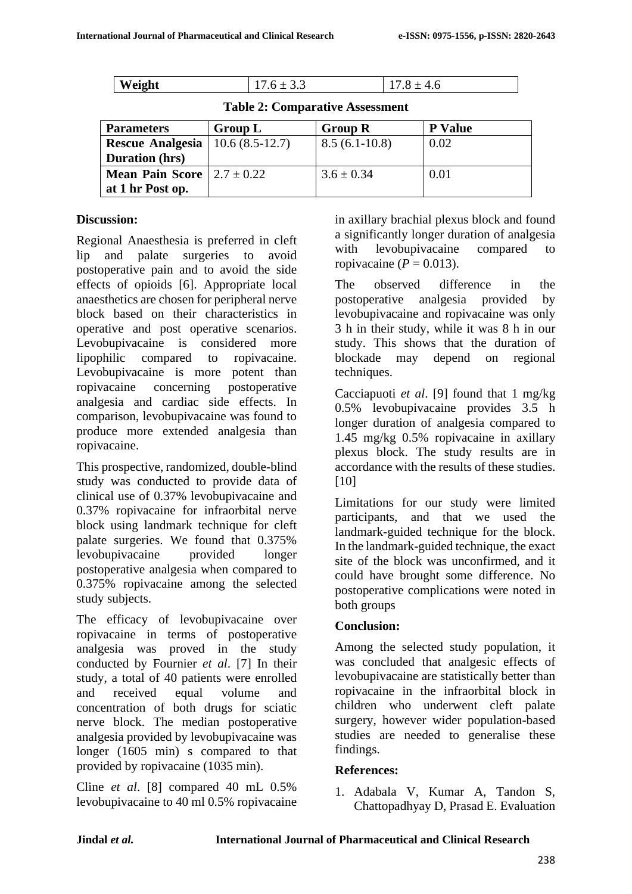| Weight | 17.6 ± 3.3 | 17.8 ± 4.6 |
|---|---|---|

**Table 2: Comparative Assessment**

| Parameters | Group L | Group R | P Value |
|---|---|---|---|
| Rescue Analgesia Duration (hrs) | 10.6 (8.5-12.7) | 8.5 (6.1-10.8) | 0.02 |
| Mean Pain Score at 1 hr Post op. | 2.7 ± 0.22 | 3.6 ± 0.34 | 0.01 |

**Discussion:**

Regional Anaesthesia is preferred in cleft lip and palate surgeries to avoid postoperative pain and to avoid the side effects of opioids [6]. Appropriate local anaesthetics are chosen for peripheral nerve block based on their characteristics in operative and post operative scenarios. Levobupivacaine is considered more lipophilic compared to ropivacaine. Levobupivacaine is more potent than ropivacaine concerning postoperative analgesia and cardiac side effects. In comparison, levobupivacaine was found to produce more extended analgesia than ropivacaine.

This prospective, randomized, double-blind study was conducted to provide data of clinical use of 0.37% levobupivacaine and 0.37% ropivacaine for infraorbital nerve block using landmark technique for cleft palate surgeries. We found that 0.375% levobupivacaine provided longer postoperative analgesia when compared to 0.375% ropivacaine among the selected study subjects.

The efficacy of levobupivacaine over ropivacaine in terms of postoperative analgesia was proved in the study conducted by Fournier *et al*. [7] In their study, a total of 40 patients were enrolled and received equal volume and concentration of both drugs for sciatic nerve block. The median postoperative analgesia provided by levobupivacaine was longer (1605 min) s compared to that provided by ropivacaine (1035 min).

Cline *et al*. [8] compared 40 mL 0.5% levobupivacaine to 40 ml 0.5% ropivacaine in axillary brachial plexus block and found a significantly longer duration of analgesia with levobupivacaine compared to ropivacaine ($P = 0.013$).

The observed difference in the postoperative analgesia provided by levobupivacaine and ropivacaine was only 3 h in their study, while it was 8 h in our study. This shows that the duration of blockade may depend on regional techniques.

Cacciapuoti *et al*. [9] found that 1 mg/kg 0.5% levobupivacaine provides 3.5 h longer duration of analgesia compared to 1.45 mg/kg 0.5% ropivacaine in axillary plexus block. The study results are in accordance with the results of these studies. [10]

Limitations for our study were limited participants, and that we used the landmark-guided technique for the block. In the landmark-guided technique, the exact site of the block was unconfirmed, and it could have brought some difference. No postoperative complications were noted in both groups

**Conclusion:**

Among the selected study population, it was concluded that analgesic effects of levobupivacaine are statistically better than ropivacaine in the infraorbital block in children who underwent cleft palate surgery, however wider population-based studies are needed to generalise these findings.

**References:**

1. Adabala V, Kumar A, Tandon S, Chattopadhyay D, Prasad E. Evaluation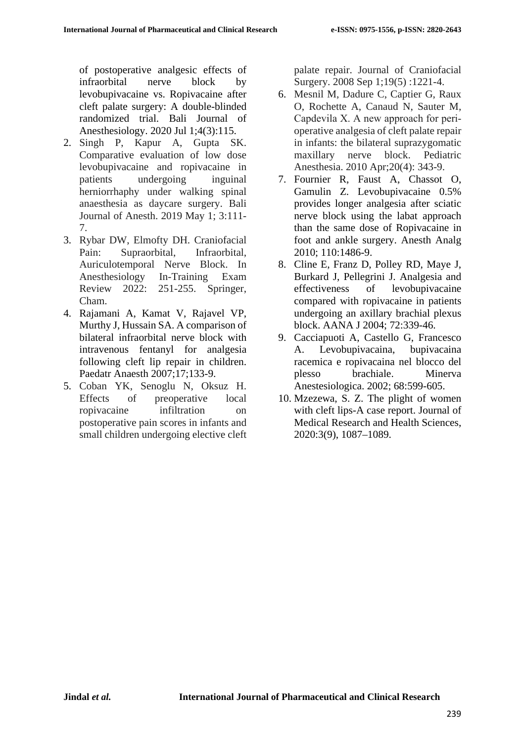of postoperative analgesic effects of infraorbital nerve block by levobupivacaine vs. Ropivacaine after cleft palate surgery: A double-blinded randomized trial. Bali Journal of Anesthesiology. 2020 Jul 1;4(3):115.

2. Singh P, Kapur A, Gupta SK. Comparative evaluation of low dose levobupivacaine and ropivacaine in patients undergoing inguinal herniorrhaphy under walking spinal anaesthesia as daycare surgery. Bali Journal of Anesth. 2019 May 1; 3:111-7.
3. Rybar DW, Elmofty DH. Craniofacial Pain: Supraorbital, Infraorbital, Auriculotemporal Nerve Block. In Anesthesiology In-Training Exam Review 2022: 251-255. Springer, Cham.
4. Rajamani A, Kamat V, Rajavel VP, Murthy J, Hussain SA. A comparison of bilateral infraorbital nerve block with intravenous fentanyl for analgesia following cleft lip repair in children. Paedatr Anaesth 2007;17;133-9.
5. Coban YK, Senoglu N, Oksuz H. Effects of preoperative local ropivacaine infiltration on postoperative pain scores in infants and small children undergoing elective cleft palate repair. Journal of Craniofacial Surgery. 2008 Sep 1;19(5) :1221-4.
6. Mesnil M, Dadure C, Captier G, Raux O, Rochette A, Canaud N, Sauter M, Capdevila X. A new approach for peri-operative analgesia of cleft palate repair in infants: the bilateral suprazygomatic maxillary nerve block. Pediatric Anesthesia. 2010 Apr;20(4): 343-9.
7. Fournier R, Faust A, Chassot O, Gamulin Z. Levobupivacaine 0.5% provides longer analgesia after sciatic nerve block using the labat approach than the same dose of Ropivacaine in foot and ankle surgery. Anesth Analg 2010; 110:1486-9.
8. Cline E, Franz D, Polley RD, Maye J, Burkard J, Pellegrini J. Analgesia and effectiveness of levobupivacaine compared with ropivacaine in patients undergoing an axillary brachial plexus block. AANA J 2004; 72:339-46.
9. Cacciapuoti A, Castello G, Francesco A. Levobupivacaina, bupivacaina racemica e ropivacaina nel blocco del plesso brachiale. Minerva Anestesiologica. 2002; 68:599-605.
10. Mzezewa, S. Z. The plight of women with cleft lips-A case report. Journal of Medical Research and Health Sciences, 2020:3(9), 1087–1089.